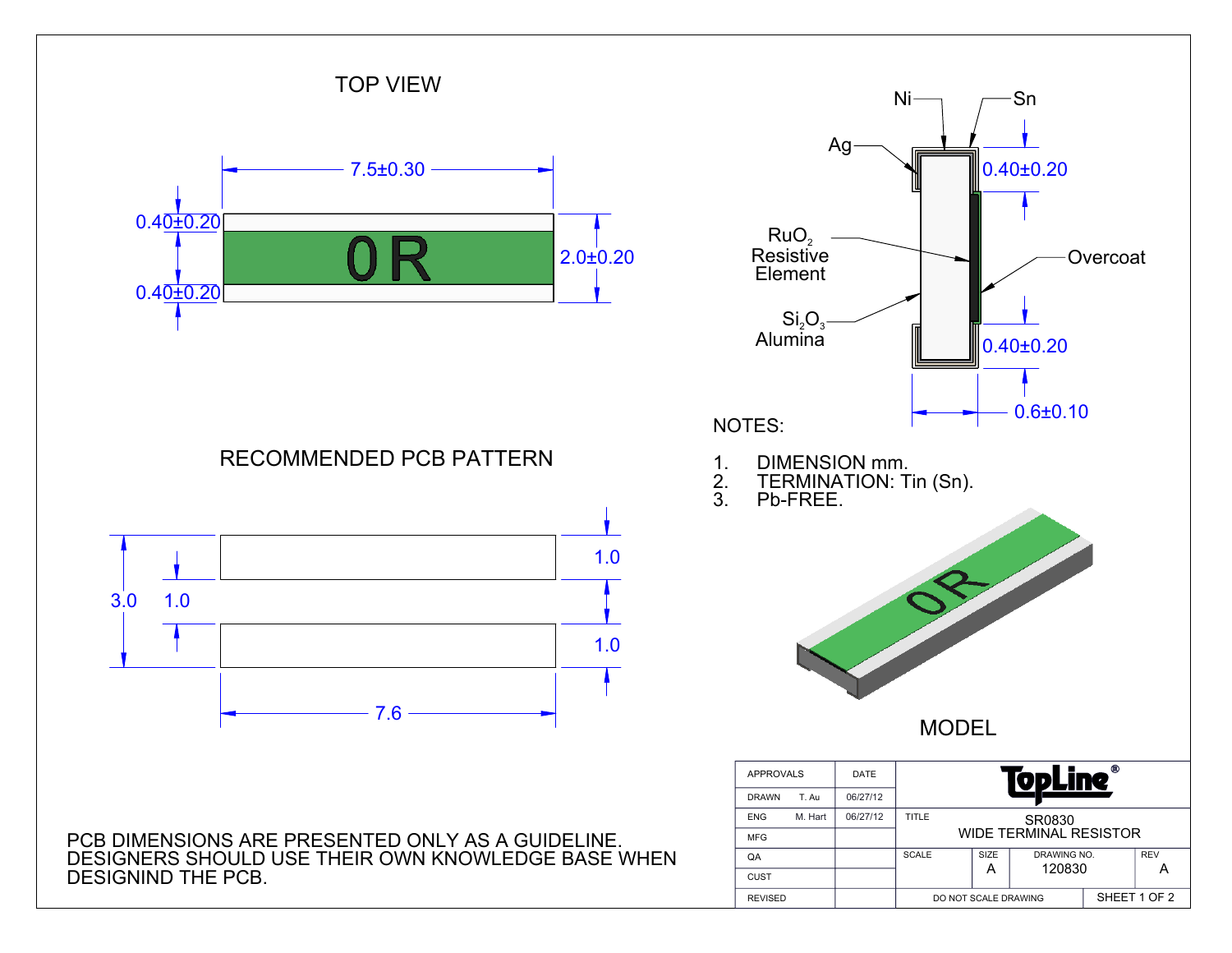## TOP VIEW

7.5±0.30

0.40±0.20

0R

2.0±0.20

0.40±0.20

Ni

Sn

Ag

0.40±0.20

$RuO_2$ Resistive Element

Overcoat

$Si_2O_3$ Alumina

0.40±0.20

0.6±0.10

## NOTES:

1. DIMENSION mm.
2. TERMINATION: Tin (Sn).
3. Pb-FREE.

## RECOMMENDED PCB PATTERN

1.0

3.0

1.0

1.0

1.0

7.6

## MODEL

PCB DIMENSIONS ARE PRESENTED ONLY AS A GUIDELINE. DESIGNERS SHOULD USE THEIR OWN KNOWLEDGE BASE WHEN DESIGNIND THE PCB.

| APPROVALS | | DATE | TopLine® | | | |
|---|---|---|---|---|---|---|
| DRAWN | T. Au | 06/27/12 | | | | |
| ENG | M. Hart | 06/27/12 | TITLE | SR0830 WIDE TERMINAL RESISTOR | | |
| MFG | | | | | | |
| QA | | | SCALE | SIZE A | DRAWING NO. 120830 | REV A |
| CUST | | | | | | |
| REVISED | | | DO NOT SCALE DRAWING | | SHEET 1 OF 2 | |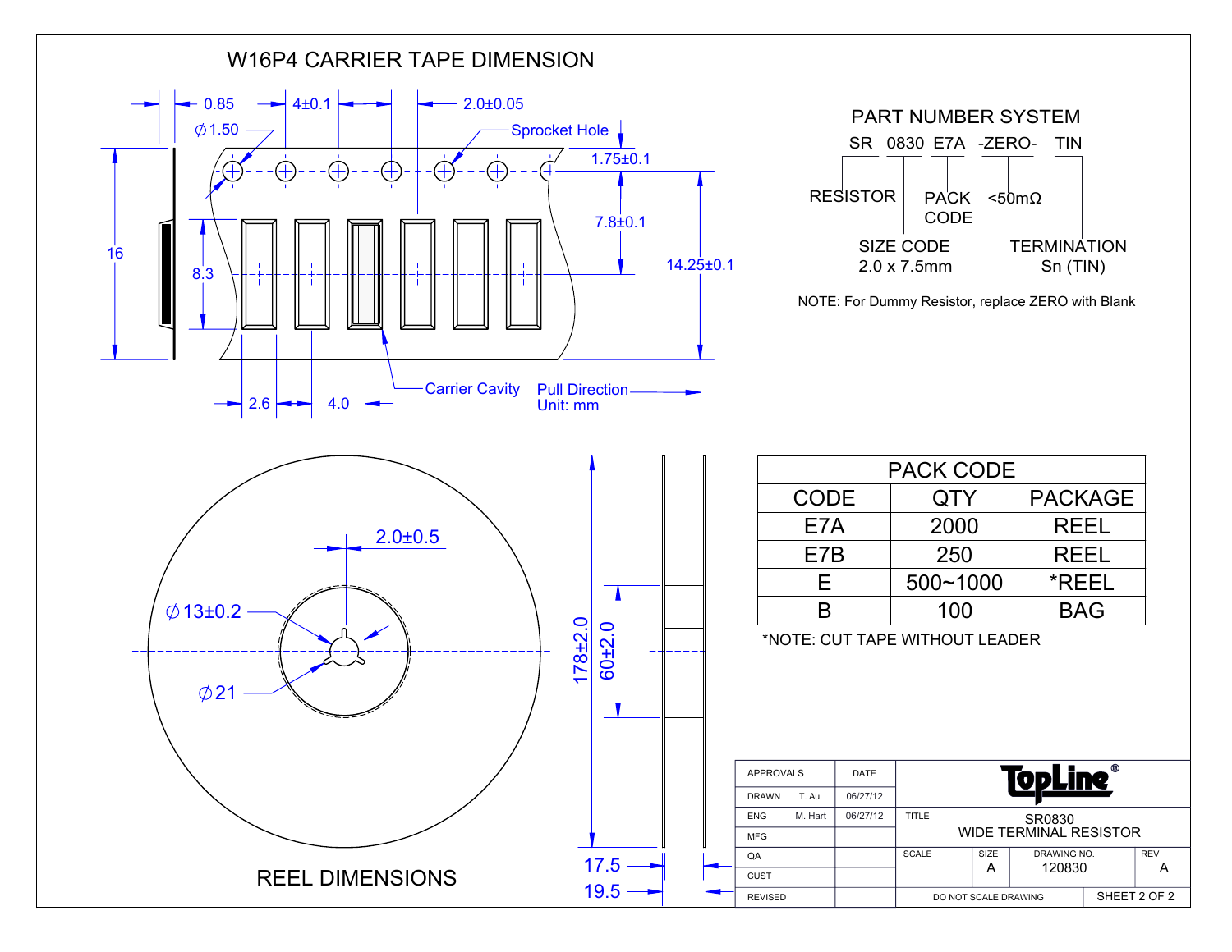## W16P4 CARRIER TAPE DIMENSION

0.85
4±0.1
2.0±0.05
∅1.50
Sprocket Hole
1.75±0.1
7.8±0.1
14.25±0.1
16
8.3
2.6
4.0
Carrier Cavity
Pull Direction
Unit: mm

## PART NUMBER SYSTEM

SR 0830 E7A -ZERO- TIN

- SR: RESISTOR
- 0830: SIZE CODE 2.0 x 7.5mm
- E7A: PACK CODE
- -ZERO-: <50mΩ
- TIN: TERMINATION Sn (TIN)

NOTE: For Dummy Resistor, replace ZERO with Blank

## REEL DIMENSIONS

2.0±0.5
∅13±0.2
∅21
178±2.0
60±2.0
17.5
19.5

| PACK CODE | | |
|---|---|---|
| CODE | QTY | PACKAGE |
| E7A | 2000 | REEL |
| E7B | 250 | REEL |
| E | 500~1000 | *REEL |
| B | 100 | BAG |

*NOTE: CUT TAPE WITHOUT LEADER

| APPROVALS | | DATE |
|---|---|---|
| DRAWN | T. Au | 06/27/12 |
| ENG | M. Hart | 06/27/12 |
| MFG | | |
| QA | | |
| CUST | | |
| REVISED | | |

TopLine®

TITLE: SR0830 WIDE TERMINAL RESISTOR

| SCALE | SIZE | DRAWING NO. | REV |
|---|---|---|---|
| | A | 120830 | A |

DO NOT SCALE DRAWING